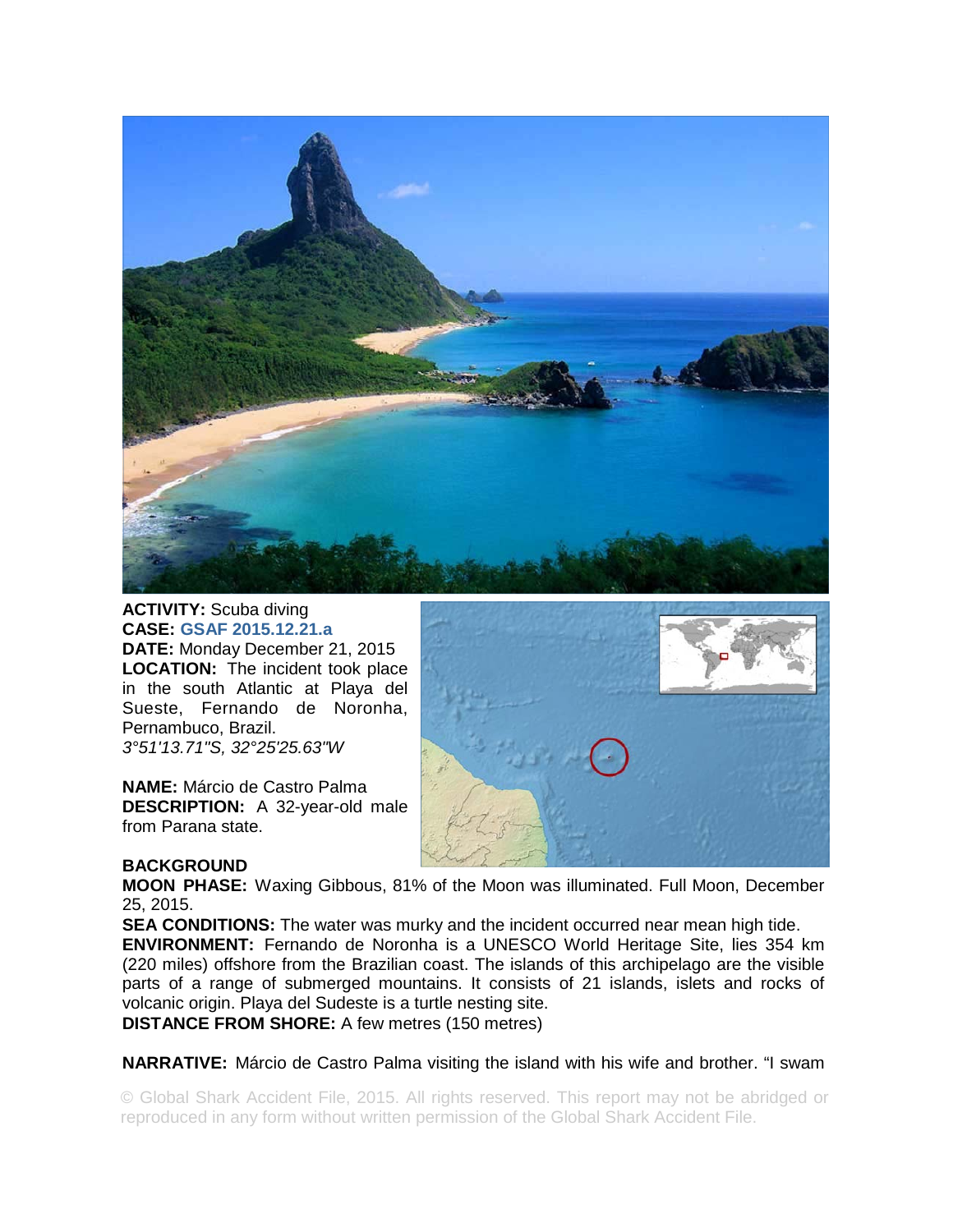**ACTIVITY:** Scuba diving
**CASE:** GSAF 2015.12.21.a
**DATE:** Monday December 21, 2015
**LOCATION:** The incident took place in the south Atlantic at Playa del Sueste, Fernando de Noronha, Pernambuco, Brazil.
*3°51'13.71"S, 32°25'25.63"W*

**NAME:** Márcio de Castro Palma
**DESCRIPTION:** A 32-year-old male from Parana state.

**BACKGROUND**
**MOON PHASE:** Waxing Gibbous, 81% of the Moon was illuminated. Full Moon, December 25, 2015.
**SEA CONDITIONS:** The water was murky and the incident occurred near mean high tide.
**ENVIRONMENT:** Fernando de Noronha is a UNESCO World Heritage Site, lies 354 km (220 miles) offshore from the Brazilian coast. The islands of this archipelago are the visible parts of a range of submerged mountains. It consists of 21 islands, islets and rocks of volcanic origin. Playa del Sudeste is a turtle nesting site.
**DISTANCE FROM SHORE:** A few metres (150 metres)

**NARRATIVE:** Márcio de Castro Palma visiting the island with his wife and brother. "I swam

© Global Shark Accident File, 2015. All rights reserved. This report may not be abridged or reproduced in any form without written permission of the Global Shark Accident File.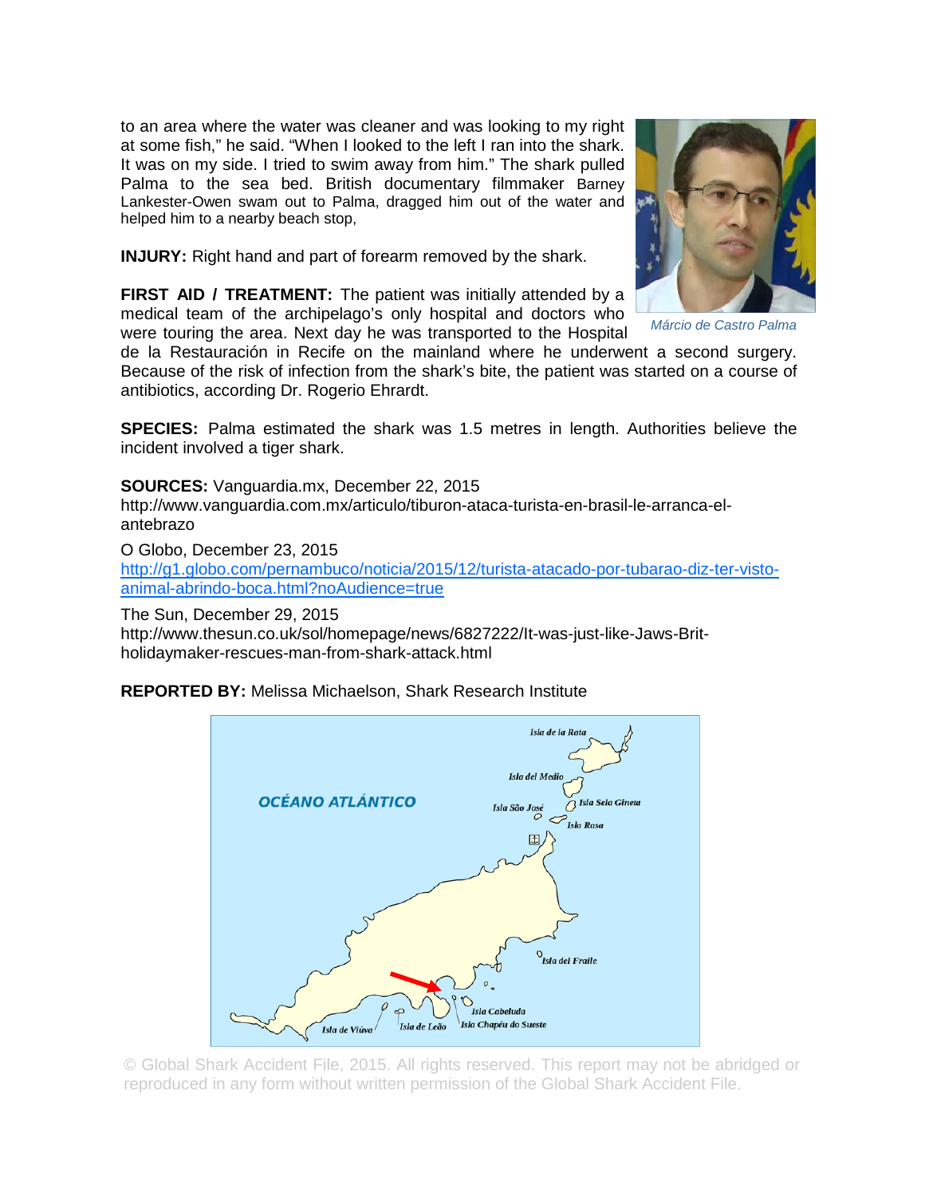to an area where the water was cleaner and was looking to my right at some fish," he said. "When I looked to the left I ran into the shark. It was on my side. I tried to swim away from him." The shark pulled Palma to the sea bed. British documentary filmmaker Barney Lankester-Owen swam out to Palma, dragged him out of the water and helped him to a nearby beach stop,

*Márcio de Castro Palma*

**INJURY:** Right hand and part of forearm removed by the shark.

**FIRST AID / TREATMENT:** The patient was initially attended by a medical team of the archipelago's only hospital and doctors who were touring the area. Next day he was transported to the Hospital de la Restauración in Recife on the mainland where he underwent a second surgery. Because of the risk of infection from the shark's bite, the patient was started on a course of antibiotics, according Dr. Rogerio Ehrardt.

**SPECIES:** Palma estimated the shark was 1.5 metres in length. Authorities believe the incident involved a tiger shark.

**SOURCES:** Vanguardia.mx, December 22, 2015
http://www.vanguardia.com.mx/articulo/tiburon-ataca-turista-en-brasil-le-arranca-el-antebrazo

O Globo, December 23, 2015
http://g1.globo.com/pernambuco/noticia/2015/12/turista-atacado-por-tubarao-diz-ter-visto-animal-abrindo-boca.html?noAudience=true

The Sun, December 29, 2015
http://www.thesun.co.uk/sol/homepage/news/6827222/It-was-just-like-Jaws-Brit-holidaymaker-rescues-man-from-shark-attack.html

**REPORTED BY:** Melissa Michaelson, Shark Research Institute

OCÉANO ATLÁNTICO
Isla de la Rata
Isla del Medio
Isla São José
Isla Sela Gineta
Isla Rasa
Isla del Fraile
Isla Cabeluda
Isla Chapéu do Sueste
Isla de Leão
Isla de Viúva

© Global Shark Accident File, 2015. All rights reserved. This report may not be abridged or reproduced in any form without written permission of the Global Shark Accident File.